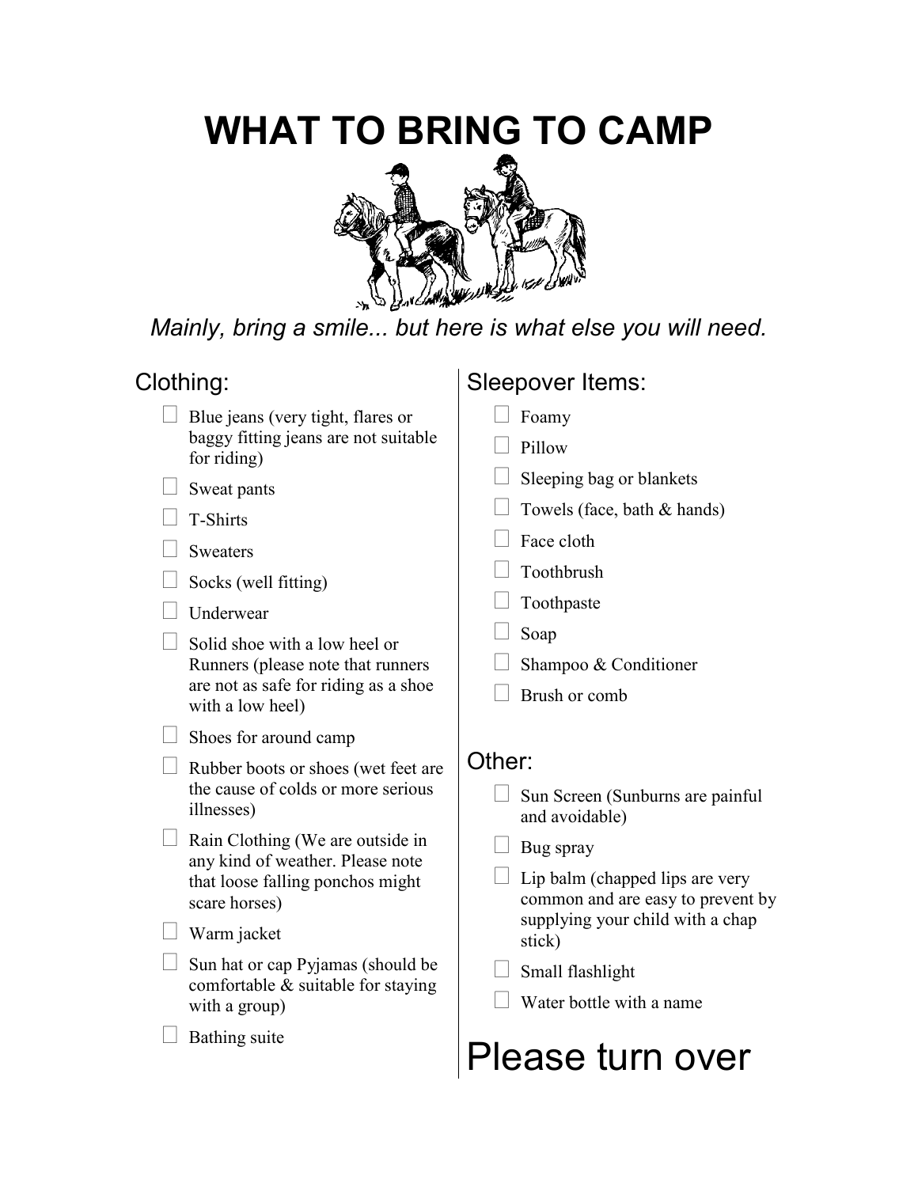# WHAT TO BRING TO CAMP

*Mainly, bring a smile... but here is what else you will need.*

## Clothing:

- ☐ Blue jeans (very tight, flares or baggy fitting jeans are not suitable for riding)
- ☐ Sweat pants
- ☐ T-Shirts
- ☐ Sweaters
- ☐ Socks (well fitting)
- ☐ Underwear
- ☐ Solid shoe with a low heel or Runners (please note that runners are not as safe for riding as a shoe with a low heel)
- ☐ Shoes for around camp
- ☐ Rubber boots or shoes (wet feet are the cause of colds or more serious illnesses)
- ☐ Rain Clothing (We are outside in any kind of weather. Please note that loose falling ponchos might scare horses)
- ☐ Warm jacket
- ☐ Sun hat or cap Pyjamas (should be comfortable & suitable for staying with a group)
- ☐ Bathing suite

## Sleepover Items:

- ☐ Foamy
- ☐ Pillow
- ☐ Sleeping bag or blankets
- ☐ Towels (face, bath & hands)
- ☐ Face cloth
- ☐ Toothbrush
- ☐ Toothpaste
- ☐ Soap
- ☐ Shampoo & Conditioner
- ☐ Brush or comb

## Other:

- ☐ Sun Screen (Sunburns are painful and avoidable)
- ☐ Bug spray
- ☐ Lip balm (chapped lips are very common and are easy to prevent by supplying your child with a chap stick)
- ☐ Small flashlight
- ☐ Water bottle with a name

# Please turn over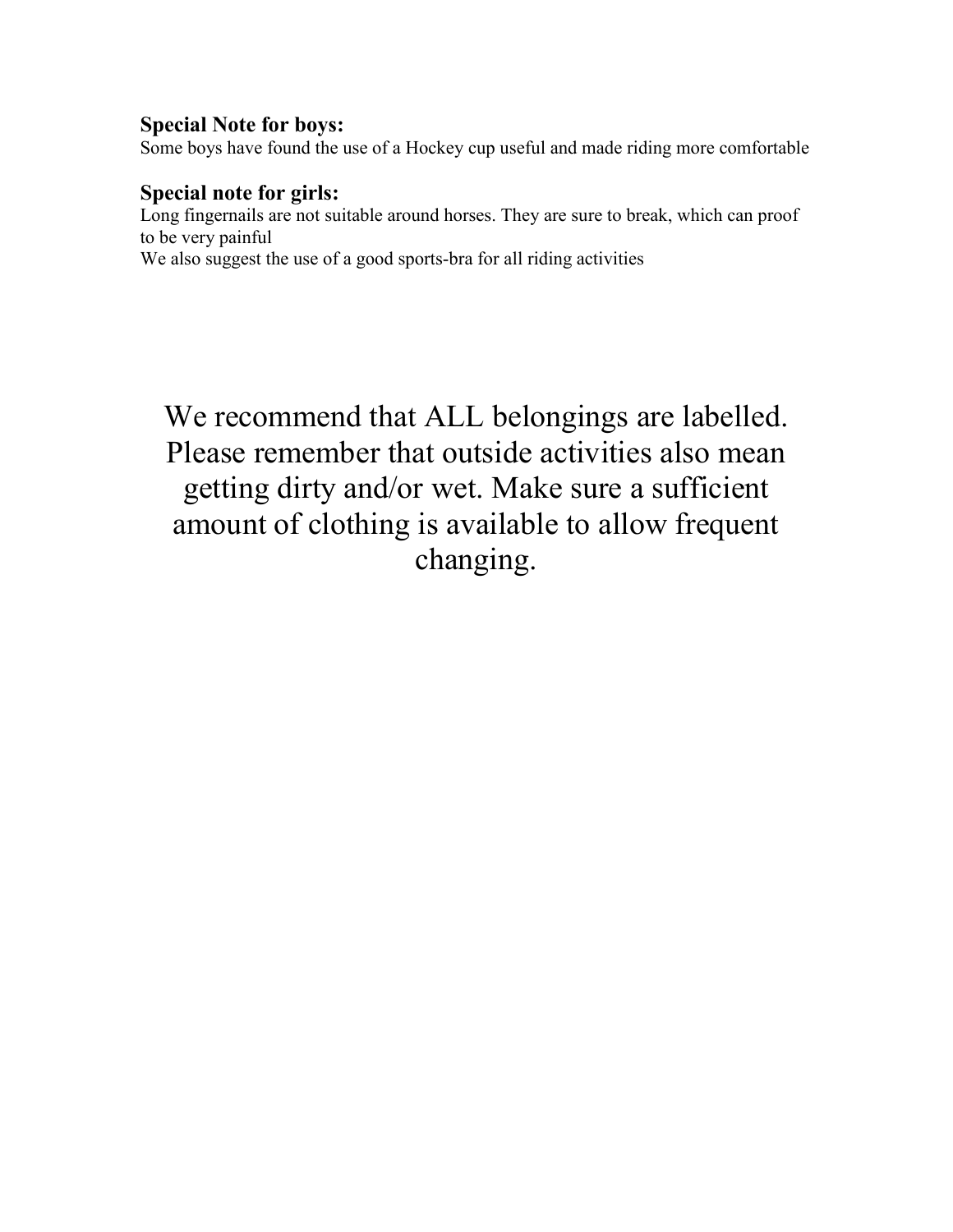**Special Note for boys:**

Some boys have found the use of a Hockey cup useful and made riding more comfortable

**Special note for girls:**

Long fingernails are not suitable around horses. They are sure to break, which can proof to be very painful

We also suggest the use of a good sports-bra for all riding activities

We recommend that ALL belongings are labelled. Please remember that outside activities also mean getting dirty and/or wet. Make sure a sufficient amount of clothing is available to allow frequent changing.